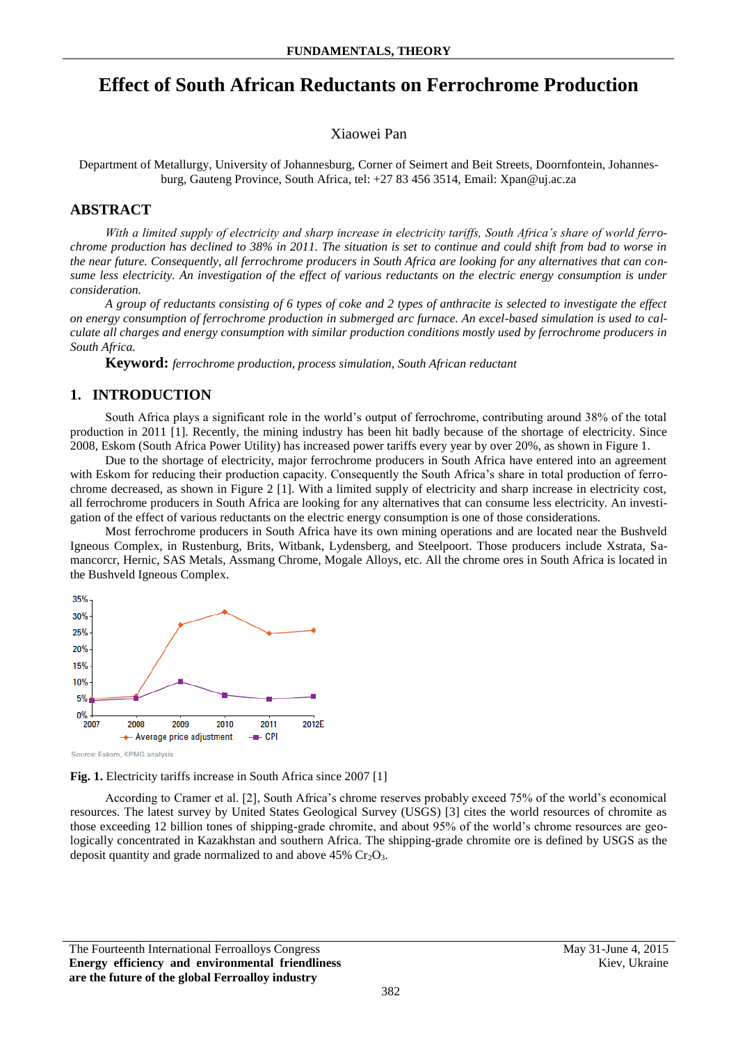// Effect of South African Reductants on Ferrochrome Production

# Effect of South African Reductants on Ferrochrome Production

Xiaowei Pan

Department of Metallurgy, University of Johannesburg, Corner of Seimert and Beit Streets, Doornfontein, Johannesburg, Gauteng Province, South Africa, tel: +27 83 456 3514, Email: Xpan@uj.ac.za

## ABSTRACT

*With a limited supply of electricity and sharp increase in electricity tariffs, South Africa's share of world ferrochrome production has declined to 38% in 2011. The situation is set to continue and could shift from bad to worse in the near future. Consequently, all ferrochrome producers in South Africa are looking for any alternatives that can consume less electricity. An investigation of the effect of various reductants on the electric energy consumption is under consideration.*

*A group of reductants consisting of 6 types of coke and 2 types of anthracite is selected to investigate the effect on energy consumption of ferrochrome production in submerged arc furnace. An excel-based simulation is used to calculate all charges and energy consumption with similar production conditions mostly used by ferrochrome producers in South Africa.*

**Keyword:** *ferrochrome production, process simulation, South African reductant*

## 1. INTRODUCTION

South Africa plays a significant role in the world's output of ferrochrome, contributing around 38% of the total production in 2011 [1]. Recently, the mining industry has been hit badly because of the shortage of electricity. Since 2008, Eskom (South Africa Power Utility) has increased power tariffs every year by over 20%, as shown in Figure 1.

Due to the shortage of electricity, major ferrochrome producers in South Africa have entered into an agreement with Eskom for reducing their production capacity. Consequently the South Africa's share in total production of ferrochrome decreased, as shown in Figure 2 [1]. With a limited supply of electricity and sharp increase in electricity cost, all ferrochrome producers in South Africa are looking for any alternatives that can consume less electricity. An investigation of the effect of various reductants on the electric energy consumption is one of those considerations.

Most ferrochrome producers in South Africa have its own mining operations and are located near the Bushveld Igneous Complex, in Rustenburg, Brits, Witbank, Lydensberg, and Steelpoort. Those producers include Xstrata, Samancorcr, Hernic, SAS Metals, Assmang Chrome, Mogale Alloys, etc. All the chrome ores in South Africa is located in the Bushveld Igneous Complex.

**Fig. 1.** Electricity tariffs increase in South Africa since 2007 [1]

According to Cramer et al. [2], South Africa's chrome reserves probably exceed 75% of the world's economical resources. The latest survey by United States Geological Survey (USGS) [3] cites the world resources of chromite as those exceeding 12 billion tones of shipping-grade chromite, and about 95% of the world's chrome resources are geologically concentrated in Kazakhstan and southern Africa. The shipping-grade chromite ore is defined by USGS as the deposit quantity and grade normalized to and above 45% $Cr_2O_3$.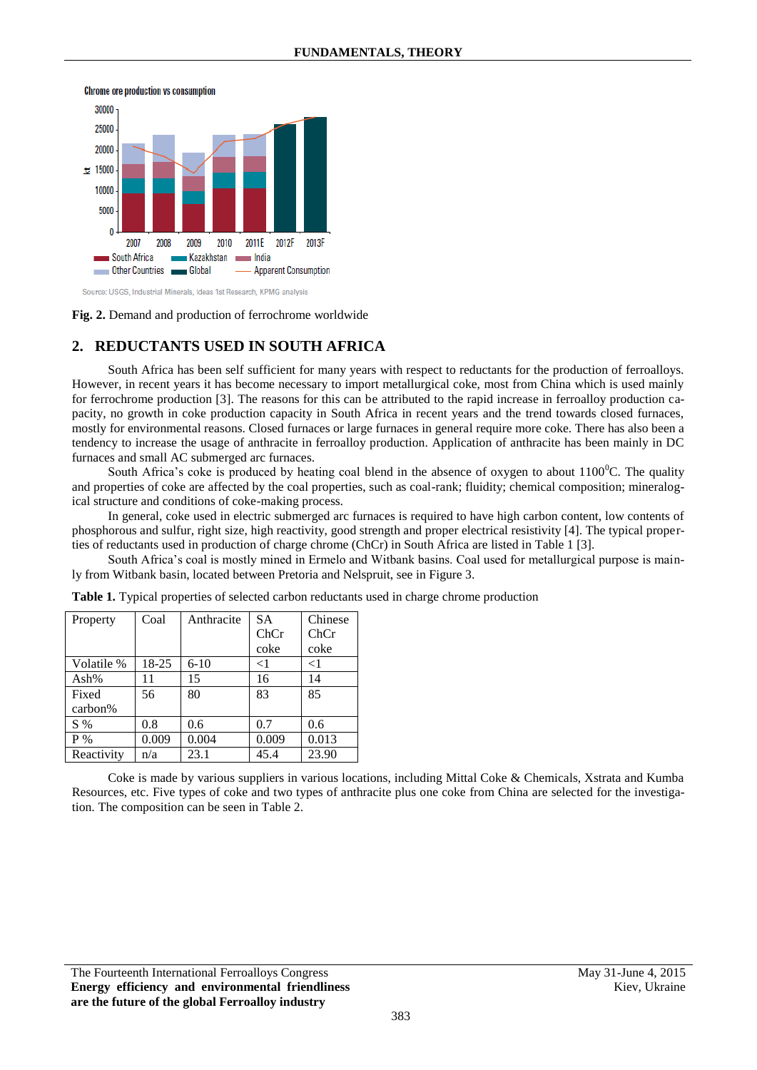**Fig. 2.** Demand and production of ferrochrome worldwide

## 2. REDUCTANTS USED IN SOUTH AFRICA

South Africa has been self sufficient for many years with respect to reductants for the production of ferroalloys. However, in recent years it has become necessary to import metallurgical coke, most from China which is used mainly for ferrochrome production [3]. The reasons for this can be attributed to the rapid increase in ferroalloy production capacity, no growth in coke production capacity in South Africa in recent years and the trend towards closed furnaces, mostly for environmental reasons. Closed furnaces or large furnaces in general require more coke. There has also been a tendency to increase the usage of anthracite in ferroalloy production. Application of anthracite has been mainly in DC furnaces and small AC submerged arc furnaces.

South Africa's coke is produced by heating coal blend in the absence of oxygen to about 1100$^0$C. The quality and properties of coke are affected by the coal properties, such as coal-rank; fluidity; chemical composition; mineralogical structure and conditions of coke-making process.

In general, coke used in electric submerged arc furnaces is required to have high carbon content, low contents of phosphorous and sulfur, right size, high reactivity, good strength and proper electrical resistivity [4]. The typical properties of reductants used in production of charge chrome (ChCr) in South Africa are listed in Table 1 [3].

South Africa's coal is mostly mined in Ermelo and Witbank basins. Coal used for metallurgical purpose is mainly from Witbank basin, located between Pretoria and Nelspruit, see in Figure 3.

**Table 1.** Typical properties of selected carbon reductants used in charge chrome production

| Property | Coal | Anthracite | SA ChCr coke | Chinese ChCr coke |
|---|---|---|---|---|
| Volatile % | 18-25 | 6-10 | <1 | <1 |
| Ash% | 11 | 15 | 16 | 14 |
| Fixed carbon% | 56 | 80 | 83 | 85 |
| S % | 0.8 | 0.6 | 0.7 | 0.6 |
| P % | 0.009 | 0.004 | 0.009 | 0.013 |
| Reactivity | n/a | 23.1 | 45.4 | 23.90 |

Coke is made by various suppliers in various locations, including Mittal Coke & Chemicals, Xstrata and Kumba Resources, etc. Five types of coke and two types of anthracite plus one coke from China are selected for the investigation. The composition can be seen in Table 2.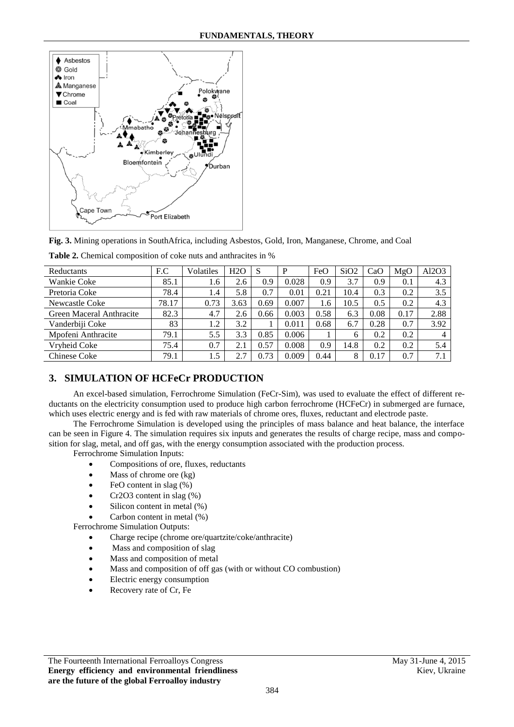**Fig. 3.** Mining operations in SouthAfrica, including Asbestos, Gold, Iron, Manganese, Chrome, and Coal

**Table 2.** Chemical composition of coke nuts and anthracites in %

| Reductants | F.C | Volatiles | $H_2O$ | S | P | FeO | $SiO_2$ | CaO | MgO | $Al_2O_3$ |
|---|---|---|---|---|---|---|---|---|---|---|
| Wankie Coke | 85.1 | 1.6 | 2.6 | 0.9 | 0.028 | 0.9 | 3.7 | 0.9 | 0.1 | 4.3 |
| Pretoria Coke | 78.4 | 1.4 | 5.8 | 0.7 | 0.01 | 0.21 | 10.4 | 0.3 | 0.2 | 3.5 |
| Newcastle Coke | 78.17 | 0.73 | 3.63 | 0.69 | 0.007 | 1.6 | 10.5 | 0.5 | 0.2 | 4.3 |
| Green Maceral Anthracite | 82.3 | 4.7 | 2.6 | 0.66 | 0.003 | 0.58 | 6.3 | 0.08 | 0.17 | 2.88 |
| Vanderbiji Coke | 83 | 1.2 | 3.2 | 1 | 0.011 | 0.68 | 6.7 | 0.28 | 0.7 | 3.92 |
| Mpofeni Anthracite | 79.1 | 5.5 | 3.3 | 0.85 | 0.006 | 1 | 6 | 0.2 | 0.2 | 4 |
| Vryheid Coke | 75.4 | 0.7 | 2.1 | 0.57 | 0.008 | 0.9 | 14.8 | 0.2 | 0.2 | 5.4 |
| Chinese Coke | 79.1 | 1.5 | 2.7 | 0.73 | 0.009 | 0.44 | 8 | 0.17 | 0.7 | 7.1 |

## 3. SIMULATION OF HCFeCr PRODUCTION

An excel-based simulation, Ferrochrome Simulation (FeCr-Sim), was used to evaluate the effect of different reductants on the electricity consumption used to produce high carbon ferrochrome (HCFeCr) in submerged are furnace, which uses electric energy and is fed with raw materials of chrome ores, fluxes, reductant and electrode paste.

The Ferrochrome Simulation is developed using the principles of mass balance and heat balance, the interface can be seen in Figure 4. The simulation requires six inputs and generates the results of charge recipe, mass and composition for slag, metal, and off gas, with the energy consumption associated with the production process.

Ferrochrome Simulation Inputs:

- Compositions of ore, fluxes, reductants
- Mass of chrome ore (kg)
- FeO content in slag (%)
- $Cr_2O_3$ content in slag (%)
- Silicon content in metal (%)
- Carbon content in metal (%)

Ferrochrome Simulation Outputs:

- Charge recipe (chrome ore/quartzite/coke/anthracite)
- Mass and composition of slag
- Mass and composition of metal
- Mass and composition of off gas (with or without CO combustion)
- Electric energy consumption
- Recovery rate of Cr, Fe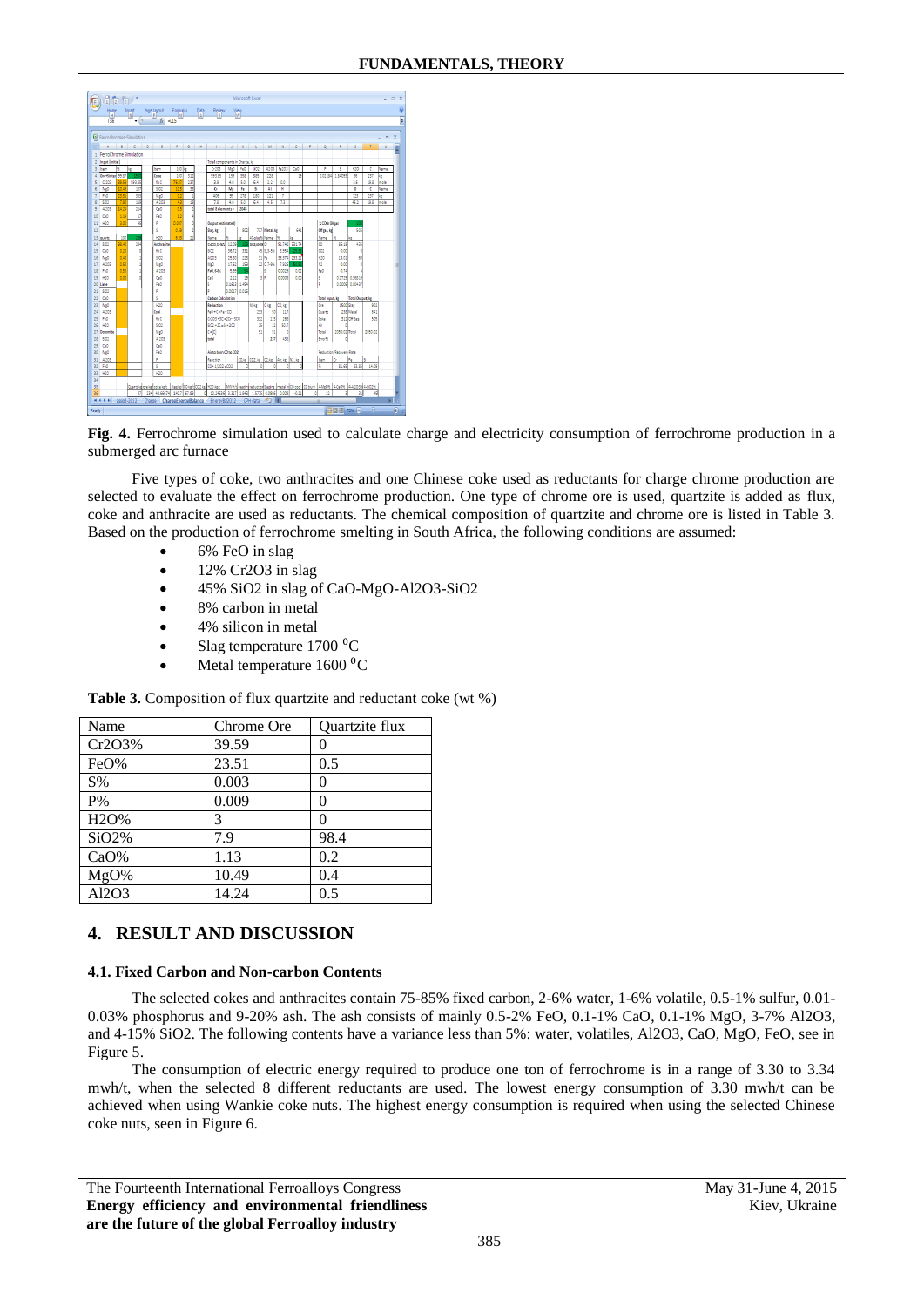**Fig. 4.** Ferrochrome simulation used to calculate charge and electricity consumption of ferrochrome production in a submerged arc furnace

Five types of coke, two anthracites and one Chinese coke used as reductants for charge chrome production are selected to evaluate the effect on ferrochrome production. One type of chrome ore is used, quartzite is added as flux, coke and anthracite are used as reductants. The chemical composition of quartzite and chrome ore is listed in Table 3. Based on the production of ferrochrome smelting in South Africa, the following conditions are assumed:

- 6% FeO in slag
- 12% $Cr_2O_3$ in slag
- 45% $SiO_2$ in slag of $CaO$-$MgO$-$Al_2O_3$-$SiO_2$
- 8% carbon in metal
- 4% silicon in metal
- Slag temperature 1700 $^0$C
- Metal temperature 1600 $^0$C

**Table 3.** Composition of flux quartzite and reductant coke (wt %)

| Name | Chrome Ore | Quartzite flux |
|---|---|---|
| $Cr_2O_3$% | 39.59 | 0 |
| FeO% | 23.51 | 0.5 |
| S% | 0.003 | 0 |
| P% | 0.009 | 0 |
| $H_2O$% | 3 | 0 |
| $SiO_2$% | 7.9 | 98.4 |
| CaO% | 1.13 | 0.2 |
| MgO% | 10.49 | 0.4 |
| $Al_2O_3$ | 14.24 | 0.5 |

## 4. RESULT AND DISCUSSION

### 4.1. Fixed Carbon and Non-carbon Contents

The selected cokes and anthracites contain 75-85% fixed carbon, 2-6% water, 1-6% volatile, 0.5-1% sulfur, 0.01-0.03% phosphorus and 9-20% ash. The ash consists of mainly 0.5-2% FeO, 0.1-1% CaO, 0.1-1% MgO, 3-7% $Al_2O_3$, and 4-15% $SiO_2$. The following contents have a variance less than 5%: water, volatiles, $Al_2O_3$, CaO, MgO, FeO, see in Figure 5.

The consumption of electric energy required to produce one ton of ferrochrome is in a range of 3.30 to 3.34 mwh/t, when the selected 8 different reductants are used. The lowest energy consumption of 3.30 mwh/t can be achieved when using Wankie coke nuts. The highest energy consumption is required when using the selected Chinese coke nuts, seen in Figure 6.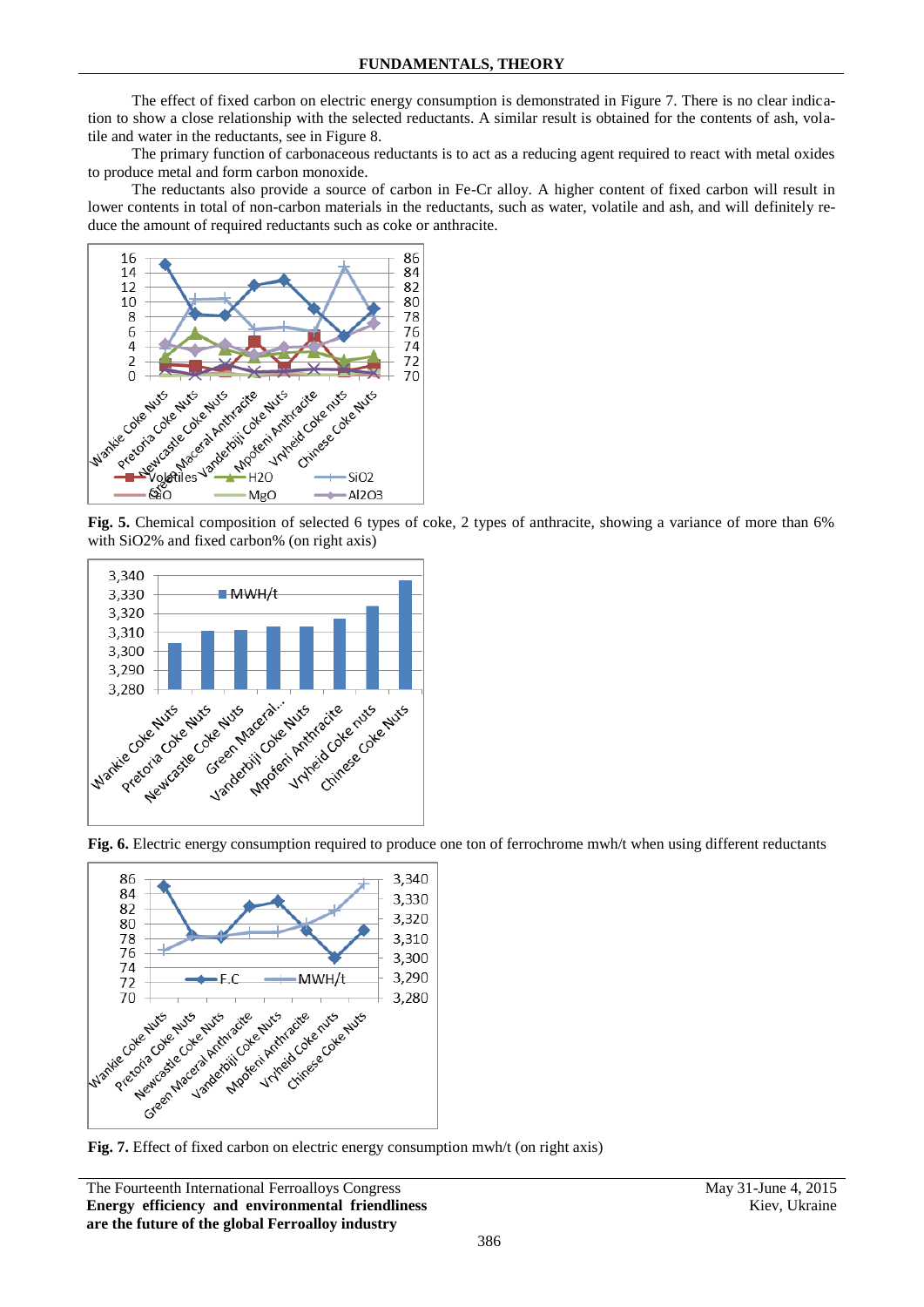The effect of fixed carbon on electric energy consumption is demonstrated in Figure 7. There is no clear indication to show a close relationship with the selected reductants. A similar result is obtained for the contents of ash, volatile and water in the reductants, see in Figure 8.

The primary function of carbonaceous reductants is to act as a reducing agent required to react with metal oxides to produce metal and form carbon monoxide.

The reductants also provide a source of carbon in Fe-Cr alloy. A higher content of fixed carbon will result in lower contents in total of non-carbon materials in the reductants, such as water, volatile and ash, and will definitely reduce the amount of required reductants such as coke or anthracite.

**Fig. 5.** Chemical composition of selected 6 types of coke, 2 types of anthracite, showing a variance of more than 6% with SiO2% and fixed carbon% (on right axis)

**Fig. 6.** Electric energy consumption required to produce one ton of ferrochrome mwh/t when using different reductants

**Fig. 7.** Effect of fixed carbon on electric energy consumption mwh/t (on right axis)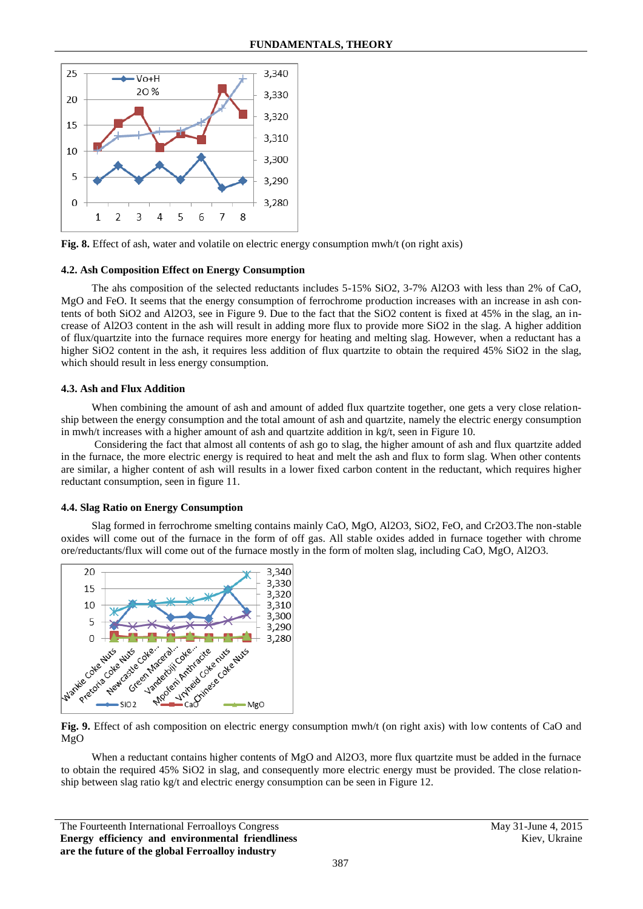Fig. 8. Effect of ash, water and volatile on electric energy consumption mwh/t (on right axis)

### 4.2. Ash Composition Effect on Energy Consumption

The ahs composition of the selected reductants includes 5-15% $SiO_2$, 3-7% $Al_2O_3$ with less than 2% of CaO, MgO and FeO. It seems that the energy consumption of ferrochrome production increases with an increase in ash contents of both $SiO_2$ and $Al_2O_3$, see in Figure 9. Due to the fact that the $SiO_2$ content is fixed at 45% in the slag, an increase of $Al_2O_3$ content in the ash will result in adding more flux to provide more $SiO_2$ in the slag. A higher addition of flux/quartzite into the furnace requires more energy for heating and melting slag. However, when a reductant has a higher $SiO_2$ content in the ash, it requires less addition of flux quartzite to obtain the required 45% $SiO_2$ in the slag, which should result in less energy consumption.

### 4.3. Ash and Flux Addition

When combining the amount of ash and amount of added flux quartzite together, one gets a very close relationship between the energy consumption and the total amount of ash and quartzite, namely the electric energy consumption in mwh/t increases with a higher amount of ash and quartzite addition in kg/t, seen in Figure 10.

Considering the fact that almost all contents of ash go to slag, the higher amount of ash and flux quartzite added in the furnace, the more electric energy is required to heat and melt the ash and flux to form slag. When other contents are similar, a higher content of ash will results in a lower fixed carbon content in the reductant, which requires higher reductant consumption, seen in figure 11.

### 4.4. Slag Ratio on Energy Consumption

Slag formed in ferrochrome smelting contains mainly CaO, MgO, $Al_2O_3$, $SiO_2$, FeO, and $Cr_2O_3$.The non-stable oxides will come out of the furnace in the form of off gas. All stable oxides added in furnace together with chrome ore/reductants/flux will come out of the furnace mostly in the form of molten slag, including CaO, MgO, $Al_2O_3$.

Fig. 9. Effect of ash composition on electric energy consumption mwh/t (on right axis) with low contents of CaO and MgO

When a reductant contains higher contents of MgO and $Al_2O_3$, more flux quartzite must be added in the furnace to obtain the required 45% $SiO_2$ in slag, and consequently more electric energy must be provided. The close relationship between slag ratio kg/t and electric energy consumption can be seen in Figure 12.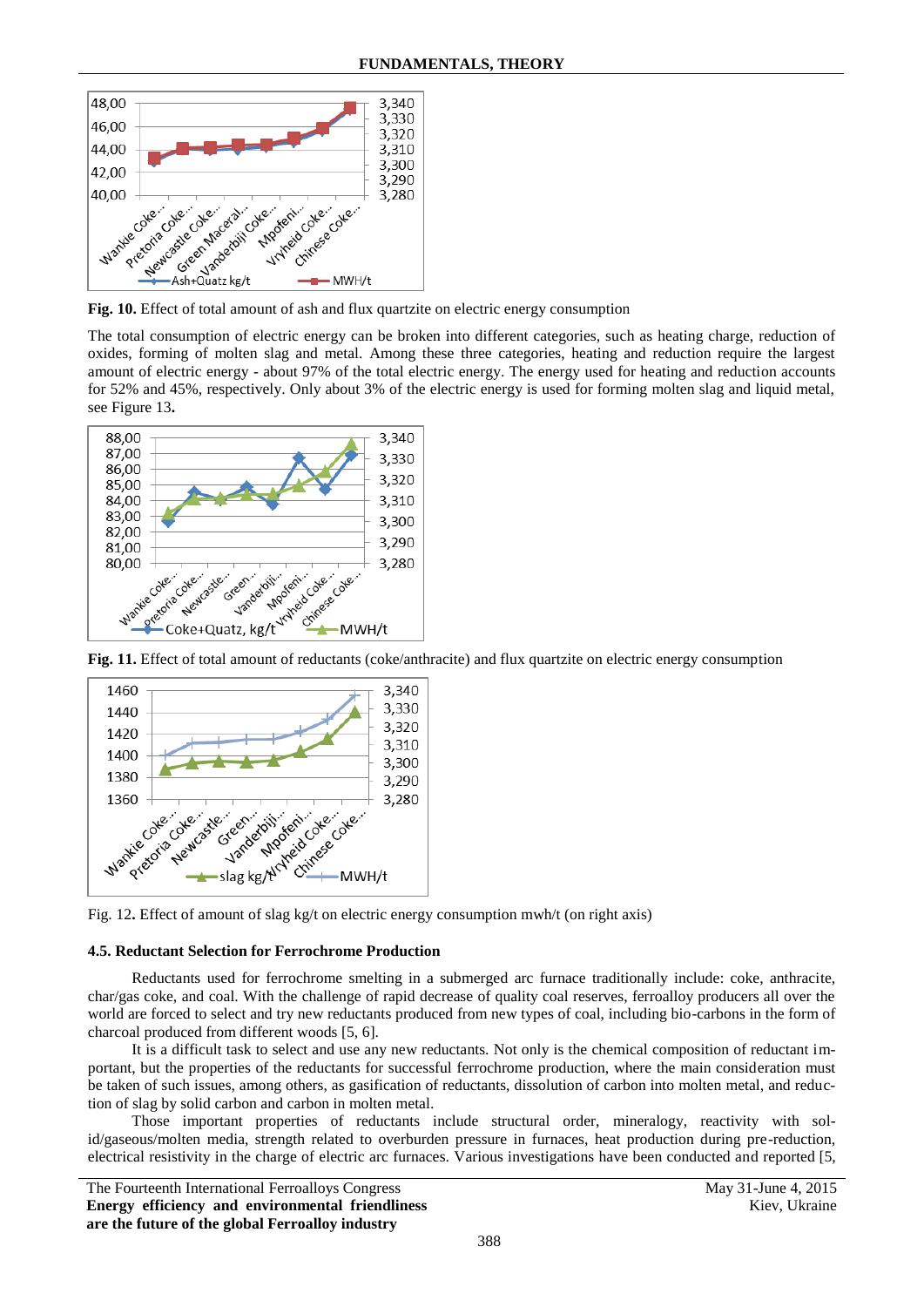**Fig. 10.** Effect of total amount of ash and flux quartzite on electric energy consumption

The total consumption of electric energy can be broken into different categories, such as heating charge, reduction of oxides, forming of molten slag and metal. Among these three categories, heating and reduction require the largest amount of electric energy - about 97% of the total electric energy. The energy used for heating and reduction accounts for 52% and 45%, respectively. Only about 3% of the electric energy is used for forming molten slag and liquid metal, see Figure 13**.**

**Fig. 11.** Effect of total amount of reductants (coke/anthracite) and flux quartzite on electric energy consumption

Fig. 12**.** Effect of amount of slag kg/t on electric energy consumption mwh/t (on right axis)

### 4.5. Reductant Selection for Ferrochrome Production

Reductants used for ferrochrome smelting in a submerged arc furnace traditionally include: coke, anthracite, char/gas coke, and coal. With the challenge of rapid decrease of quality coal reserves, ferroalloy producers all over the world are forced to select and try new reductants produced from new types of coal, including bio-carbons in the form of charcoal produced from different woods [5, 6].

It is a difficult task to select and use any new reductants. Not only is the chemical composition of reductant important, but the properties of the reductants for successful ferrochrome production, where the main consideration must be taken of such issues, among others, as gasification of reductants, dissolution of carbon into molten metal, and reduction of slag by solid carbon and carbon in molten metal.

Those important properties of reductants include structural order, mineralogy, reactivity with solid/gaseous/molten media, strength related to overburden pressure in furnaces, heat production during pre-reduction, electrical resistivity in the charge of electric arc furnaces. Various investigations have been conducted and reported [5,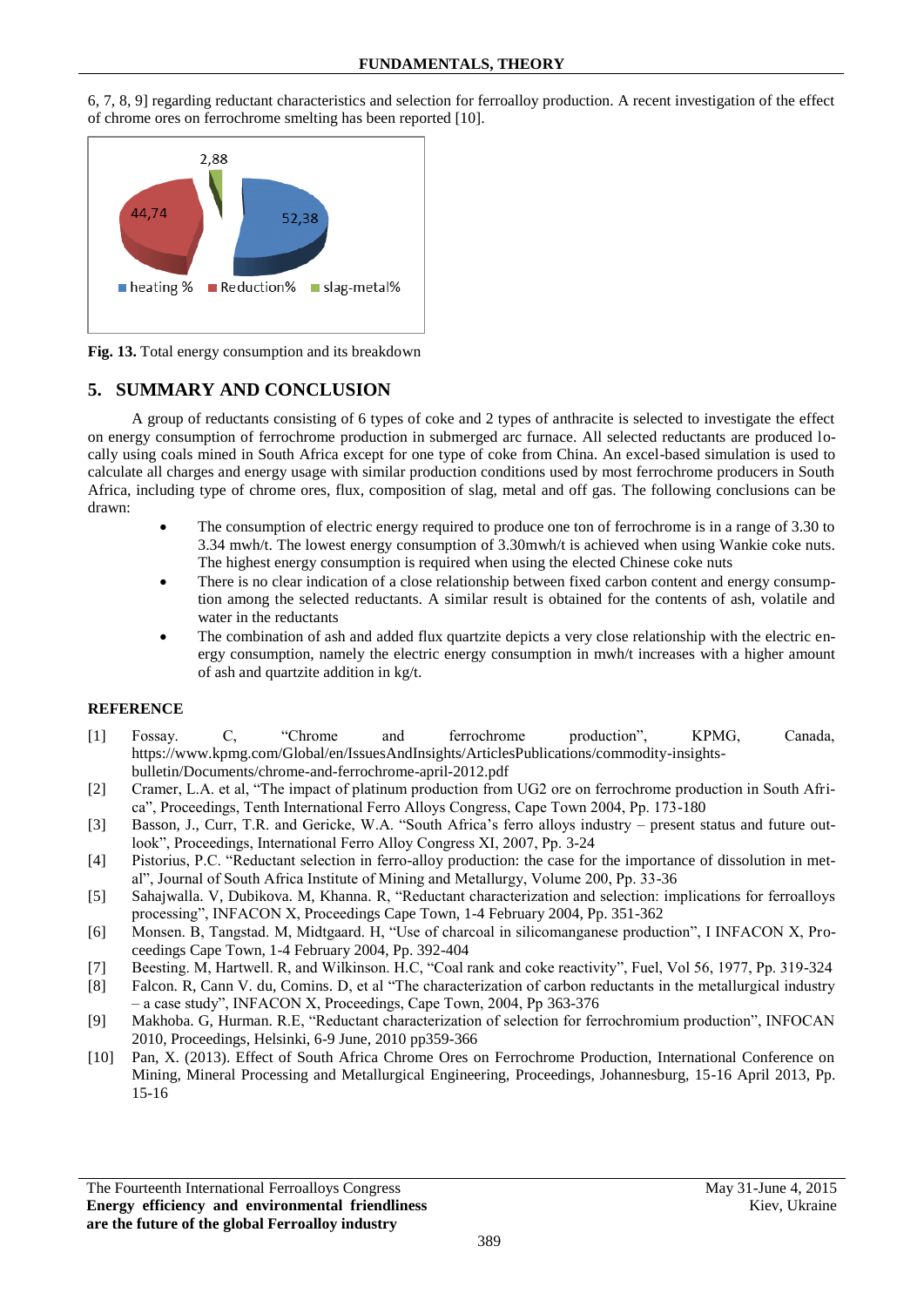6, 7, 8, 9] regarding reductant characteristics and selection for ferroalloy production. A recent investigation of the effect of chrome ores on ferrochrome smelting has been reported [10].

2,88

44,74

52,38

heating %   Reduction%   slag-metal%

**Fig. 13.** Total energy consumption and its breakdown

## 5. SUMMARY AND CONCLUSION

A group of reductants consisting of 6 types of coke and 2 types of anthracite is selected to investigate the effect on energy consumption of ferrochrome production in submerged arc furnace. All selected reductants are produced locally using coals mined in South Africa except for one type of coke from China. An excel-based simulation is used to calculate all charges and energy usage with similar production conditions used by most ferrochrome producers in South Africa, including type of chrome ores, flux, composition of slag, metal and off gas. The following conclusions can be drawn:

- The consumption of electric energy required to produce one ton of ferrochrome is in a range of 3.30 to 3.34 mwh/t. The lowest energy consumption of 3.30mwh/t is achieved when using Wankie coke nuts. The highest energy consumption is required when using the elected Chinese coke nuts
- There is no clear indication of a close relationship between fixed carbon content and energy consumption among the selected reductants. A similar result is obtained for the contents of ash, volatile and water in the reductants
- The combination of ash and added flux quartzite depicts a very close relationship with the electric energy consumption, namely the electric energy consumption in mwh/t increases with a higher amount of ash and quartzite addition in kg/t.

### REFERENCE

[1] Fossay. C, "Chrome and ferrochrome production", KPMG, Canada, https://www.kpmg.com/Global/en/IssuesAndInsights/ArticlesPublications/commodity-insights-bulletin/Documents/chrome-and-ferrochrome-april-2012.pdf

[2] Cramer, L.A. et al, "The impact of platinum production from UG2 ore on ferrochrome production in South Africa", Proceedings, Tenth International Ferro Alloys Congress, Cape Town 2004, Pp. 173-180

[3] Basson, J., Curr, T.R. and Gericke, W.A. "South Africa's ferro alloys industry – present status and future outlook", Proceedings, International Ferro Alloy Congress XI, 2007, Pp. 3-24

[4] Pistorius, P.C. "Reductant selection in ferro-alloy production: the case for the importance of dissolution in metal", Journal of South Africa Institute of Mining and Metallurgy, Volume 200, Pp. 33-36

[5] Sahajwalla. V, Dubikova. M, Khanna. R, "Reductant characterization and selection: implications for ferroalloys processing", INFACON X, Proceedings Cape Town, 1-4 February 2004, Pp. 351-362

[6] Monsen. B, Tangstad. M, Midtgaard. H, "Use of charcoal in silicomanganese production", I INFACON X, Proceedings Cape Town, 1-4 February 2004, Pp. 392-404

[7] Beesting. M, Hartwell. R, and Wilkinson. H.C, "Coal rank and coke reactivity", Fuel, Vol 56, 1977, Pp. 319-324

[8] Falcon. R, Cann V. du, Comins. D, et al "The characterization of carbon reductants in the metallurgical industry – a case study", INFACON X, Proceedings, Cape Town, 2004, Pp 363-376

[9] Makhoba. G, Hurman. R.E, "Reductant characterization of selection for ferrochromium production", INFOCAN 2010, Proceedings, Helsinki, 6-9 June, 2010 pp359-366

[10] Pan, X. (2013). Effect of South Africa Chrome Ores on Ferrochrome Production, International Conference on Mining, Mineral Processing and Metallurgical Engineering, Proceedings, Johannesburg, 15-16 April 2013, Pp. 15-16